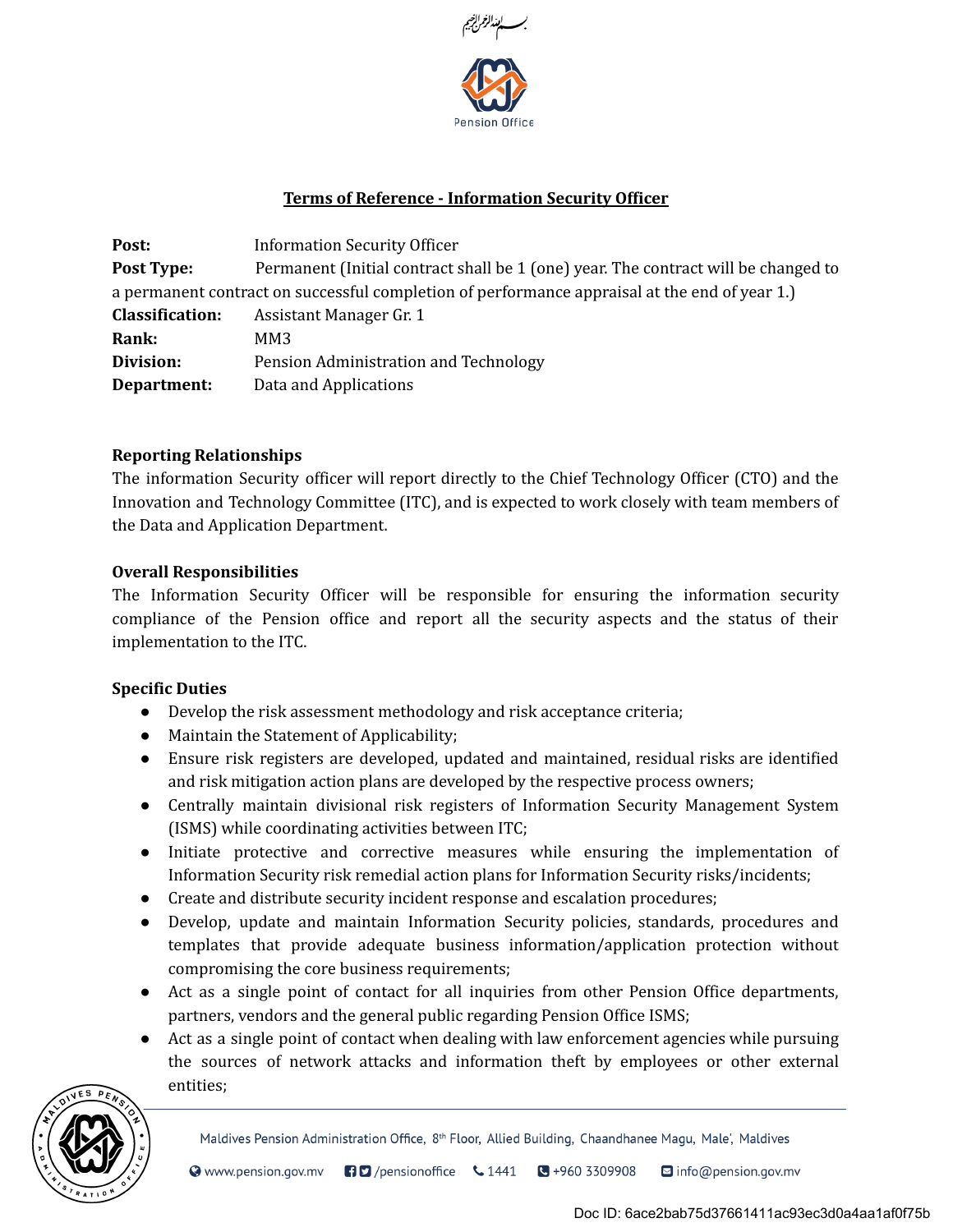بسم الله الرحمن الرحيم

Pension Office

## Terms of Reference - Information Security Officer

**Post:** Information Security Officer

**Post Type:** Permanent (Initial contract shall be 1 (one) year. The contract will be changed to a permanent contract on successful completion of performance appraisal at the end of year 1.)

**Classification:** Assistant Manager Gr. 1

**Rank:** MM3

**Division:** Pension Administration and Technology

**Department:** Data and Applications

### Reporting Relationships

The information Security officer will report directly to the Chief Technology Officer (CTO) and the Innovation and Technology Committee (ITC), and is expected to work closely with team members of the Data and Application Department.

### Overall Responsibilities

The Information Security Officer will be responsible for ensuring the information security compliance of the Pension office and report all the security aspects and the status of their implementation to the ITC.

### Specific Duties

- Develop the risk assessment methodology and risk acceptance criteria;
- Maintain the Statement of Applicability;
- Ensure risk registers are developed, updated and maintained, residual risks are identified and risk mitigation action plans are developed by the respective process owners;
- Centrally maintain divisional risk registers of Information Security Management System (ISMS) while coordinating activities between ITC;
- Initiate protective and corrective measures while ensuring the implementation of Information Security risk remedial action plans for Information Security risks/incidents;
- Create and distribute security incident response and escalation procedures;
- Develop, update and maintain Information Security policies, standards, procedures and templates that provide adequate business information/application protection without compromising the core business requirements;
- Act as a single point of contact for all inquiries from other Pension Office departments, partners, vendors and the general public regarding Pension Office ISMS;
- Act as a single point of contact when dealing with law enforcement agencies while pursuing the sources of network attacks and information theft by employees or other external entities;

Maldives Pension Administration Office, 8th Floor, Allied Building, Chaandhanee Magu, Male', Maldives

www.pension.gov.mv /pensionoffice 1441 +960 3309908 info@pension.gov.mv

Doc ID: 6ace2bab75d37661411ac93ec3d0a4aa1af0f75b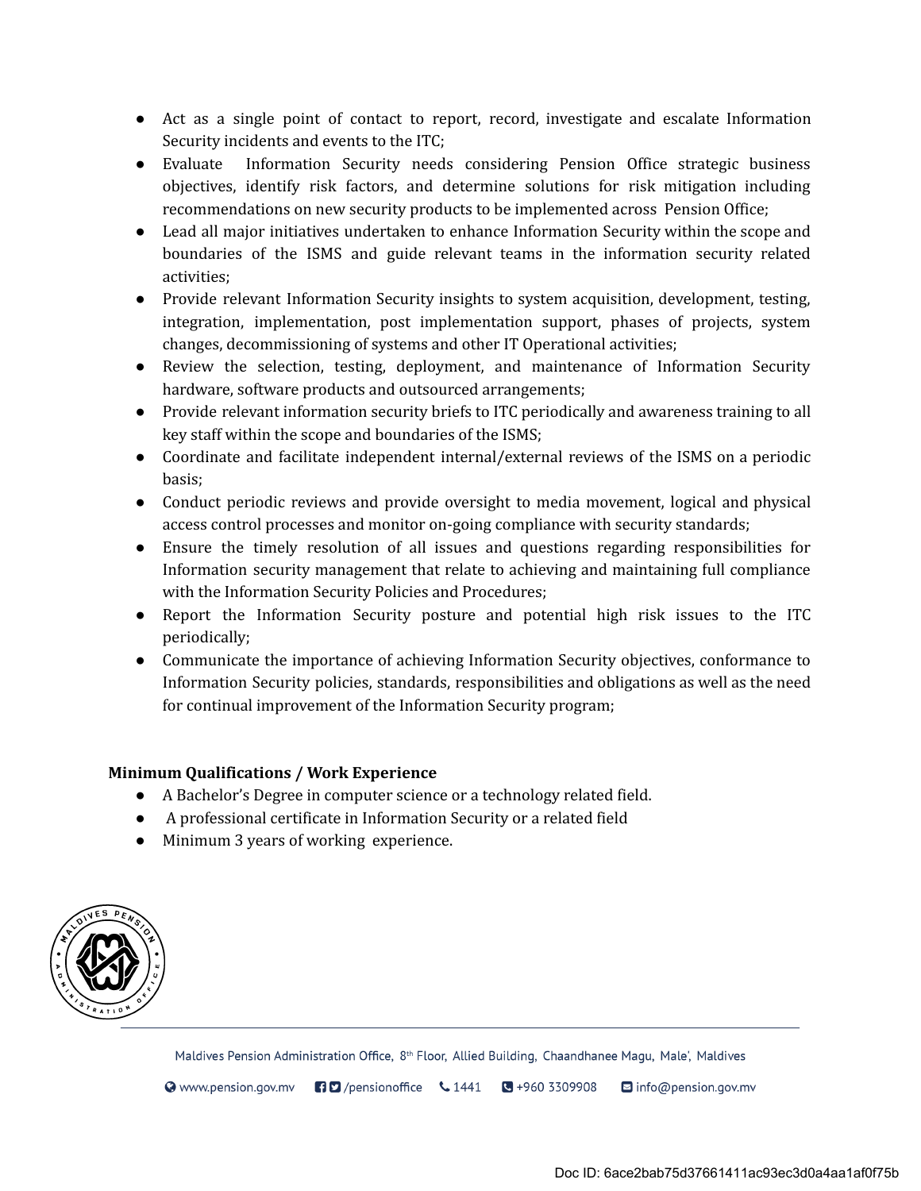- Act as a single point of contact to report, record, investigate and escalate Information Security incidents and events to the ITC;
- Evaluate Information Security needs considering Pension Office strategic business objectives, identify risk factors, and determine solutions for risk mitigation including recommendations on new security products to be implemented across Pension Office;
- Lead all major initiatives undertaken to enhance Information Security within the scope and boundaries of the ISMS and guide relevant teams in the information security related activities;
- Provide relevant Information Security insights to system acquisition, development, testing, integration, implementation, post implementation support, phases of projects, system changes, decommissioning of systems and other IT Operational activities;
- Review the selection, testing, deployment, and maintenance of Information Security hardware, software products and outsourced arrangements;
- Provide relevant information security briefs to ITC periodically and awareness training to all key staff within the scope and boundaries of the ISMS;
- Coordinate and facilitate independent internal/external reviews of the ISMS on a periodic basis;
- Conduct periodic reviews and provide oversight to media movement, logical and physical access control processes and monitor on-going compliance with security standards;
- Ensure the timely resolution of all issues and questions regarding responsibilities for Information security management that relate to achieving and maintaining full compliance with the Information Security Policies and Procedures;
- Report the Information Security posture and potential high risk issues to the ITC periodically;
- Communicate the importance of achieving Information Security objectives, conformance to Information Security policies, standards, responsibilities and obligations as well as the need for continual improvement of the Information Security program;

**Minimum Qualifications / Work Experience**

- A Bachelor's Degree in computer science or a technology related field.
- A professional certificate in Information Security or a related field
- Minimum 3 years of working experience.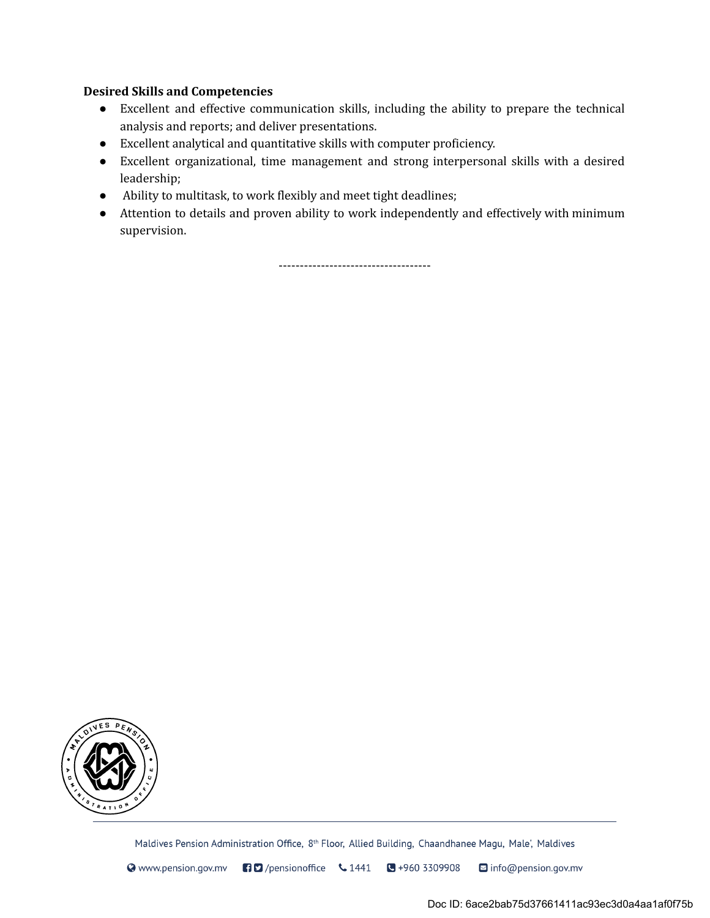**Desired Skills and Competencies**

- Excellent and effective communication skills, including the ability to prepare the technical analysis and reports; and deliver presentations.
- Excellent analytical and quantitative skills with computer proficiency.
- Excellent organizational, time management and strong interpersonal skills with a desired leadership;
- Ability to multitask, to work flexibly and meet tight deadlines;
- Attention to details and proven ability to work independently and effectively with minimum supervision.

------------------------------------